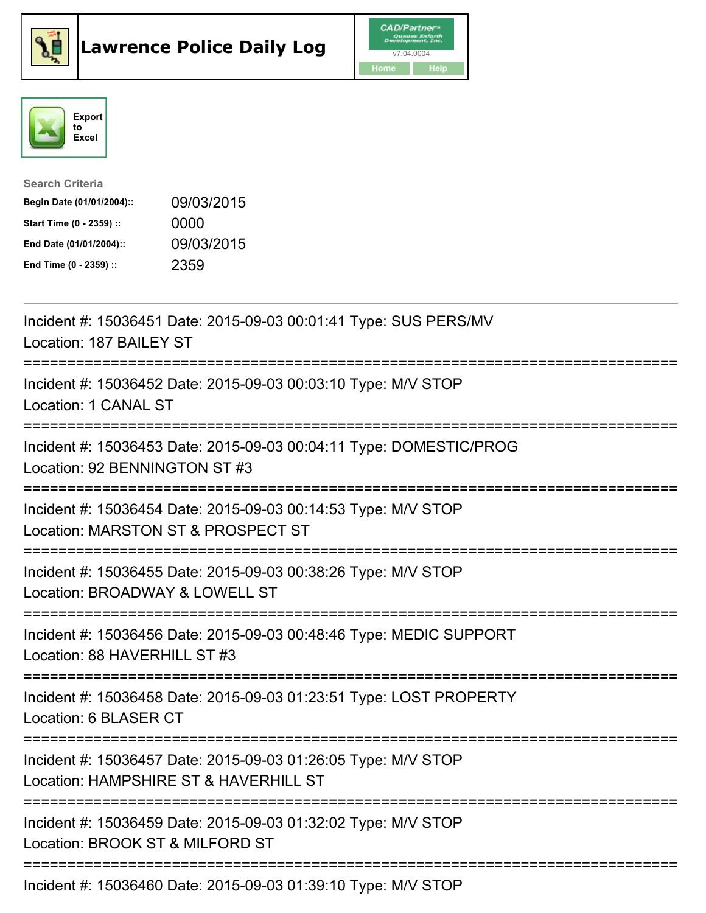# Lawrence Police Daily Log

CAD/Partner™ v7.04.0004

Home | Help

Export to Excel

**Search Criteria**

| | |
|---|---|
| **Begin Date (01/01/2004)::** | 09/03/2015 |
| **Start Time (0 - 2359) ::** | 0000 |
| **End Date (01/01/2004)::** | 09/03/2015 |
| **End Time (0 - 2359) ::** | 2359 |

---

Incident #: 15036451 Date: 2015-09-03 00:01:41 Type: SUS PERS/MV
Location: 187 BAILEY ST

===========================================================================

Incident #: 15036452 Date: 2015-09-03 00:03:10 Type: M/V STOP
Location: 1 CANAL ST

===========================================================================

Incident #: 15036453 Date: 2015-09-03 00:04:11 Type: DOMESTIC/PROG
Location: 92 BENNINGTON ST #3

===========================================================================

Incident #: 15036454 Date: 2015-09-03 00:14:53 Type: M/V STOP
Location: MARSTON ST & PROSPECT ST

===========================================================================

Incident #: 15036455 Date: 2015-09-03 00:38:26 Type: M/V STOP
Location: BROADWAY & LOWELL ST

===========================================================================

Incident #: 15036456 Date: 2015-09-03 00:48:46 Type: MEDIC SUPPORT
Location: 88 HAVERHILL ST #3

===========================================================================

Incident #: 15036458 Date: 2015-09-03 01:23:51 Type: LOST PROPERTY
Location: 6 BLASER CT

===========================================================================

Incident #: 15036457 Date: 2015-09-03 01:26:05 Type: M/V STOP
Location: HAMPSHIRE ST & HAVERHILL ST

===========================================================================

Incident #: 15036459 Date: 2015-09-03 01:32:02 Type: M/V STOP
Location: BROOK ST & MILFORD ST

===========================================================================

Incident #: 15036460 Date: 2015-09-03 01:39:10 Type: M/V STOP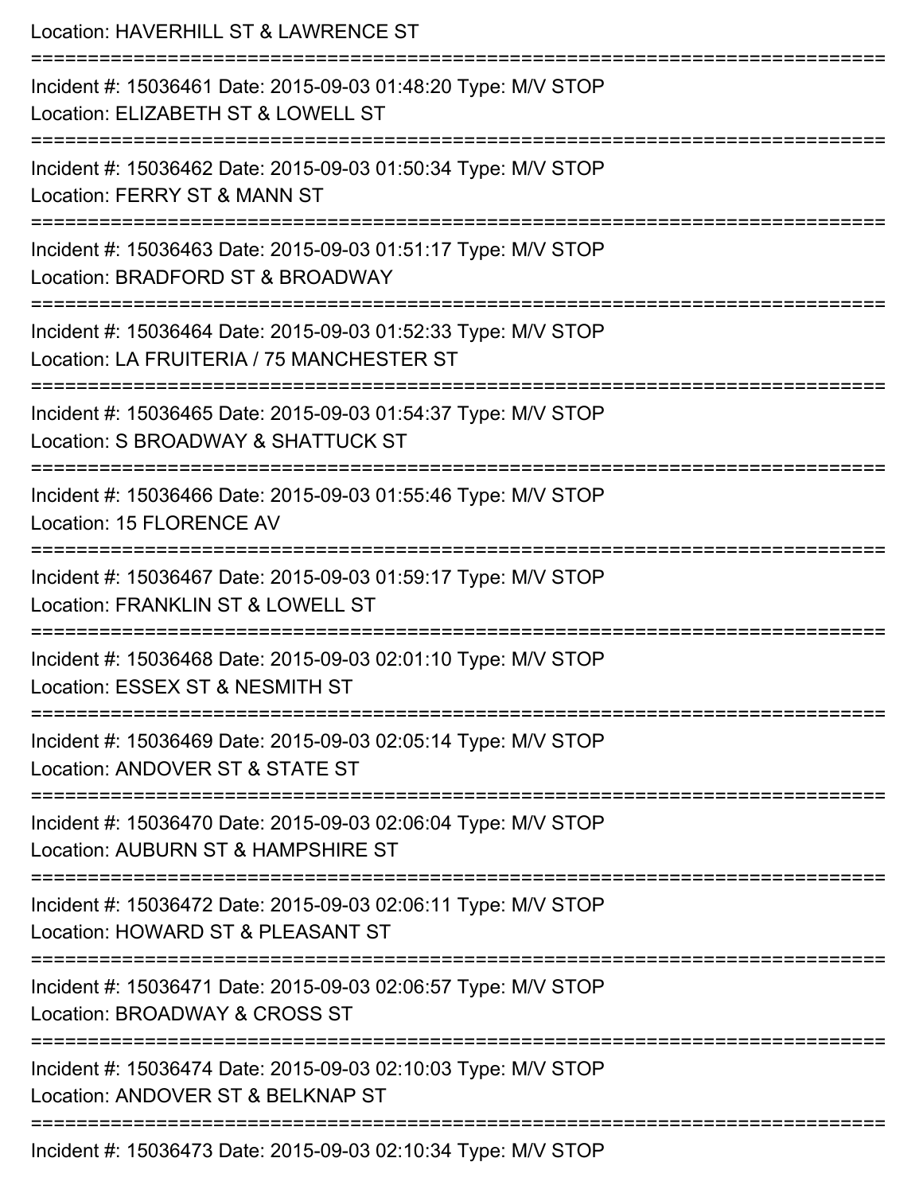Location: HAVERHILL ST & LAWRENCE ST

===========================================================================

Incident #: 15036461 Date: 2015-09-03 01:48:20 Type: M/V STOP
Location: ELIZABETH ST & LOWELL ST

===========================================================================

Incident #: 15036462 Date: 2015-09-03 01:50:34 Type: M/V STOP
Location: FERRY ST & MANN ST

===========================================================================

Incident #: 15036463 Date: 2015-09-03 01:51:17 Type: M/V STOP
Location: BRADFORD ST & BROADWAY

===========================================================================

Incident #: 15036464 Date: 2015-09-03 01:52:33 Type: M/V STOP
Location: LA FRUITERIA / 75 MANCHESTER ST

===========================================================================

Incident #: 15036465 Date: 2015-09-03 01:54:37 Type: M/V STOP
Location: S BROADWAY & SHATTUCK ST

===========================================================================

Incident #: 15036466 Date: 2015-09-03 01:55:46 Type: M/V STOP
Location: 15 FLORENCE AV

===========================================================================

Incident #: 15036467 Date: 2015-09-03 01:59:17 Type: M/V STOP
Location: FRANKLIN ST & LOWELL ST

===========================================================================

Incident #: 15036468 Date: 2015-09-03 02:01:10 Type: M/V STOP
Location: ESSEX ST & NESMITH ST

===========================================================================

Incident #: 15036469 Date: 2015-09-03 02:05:14 Type: M/V STOP
Location: ANDOVER ST & STATE ST

===========================================================================

Incident #: 15036470 Date: 2015-09-03 02:06:04 Type: M/V STOP
Location: AUBURN ST & HAMPSHIRE ST

===========================================================================

Incident #: 15036472 Date: 2015-09-03 02:06:11 Type: M/V STOP
Location: HOWARD ST & PLEASANT ST

===========================================================================

Incident #: 15036471 Date: 2015-09-03 02:06:57 Type: M/V STOP
Location: BROADWAY & CROSS ST

===========================================================================

Incident #: 15036474 Date: 2015-09-03 02:10:03 Type: M/V STOP
Location: ANDOVER ST & BELKNAP ST

===========================================================================

Incident #: 15036473 Date: 2015-09-03 02:10:34 Type: M/V STOP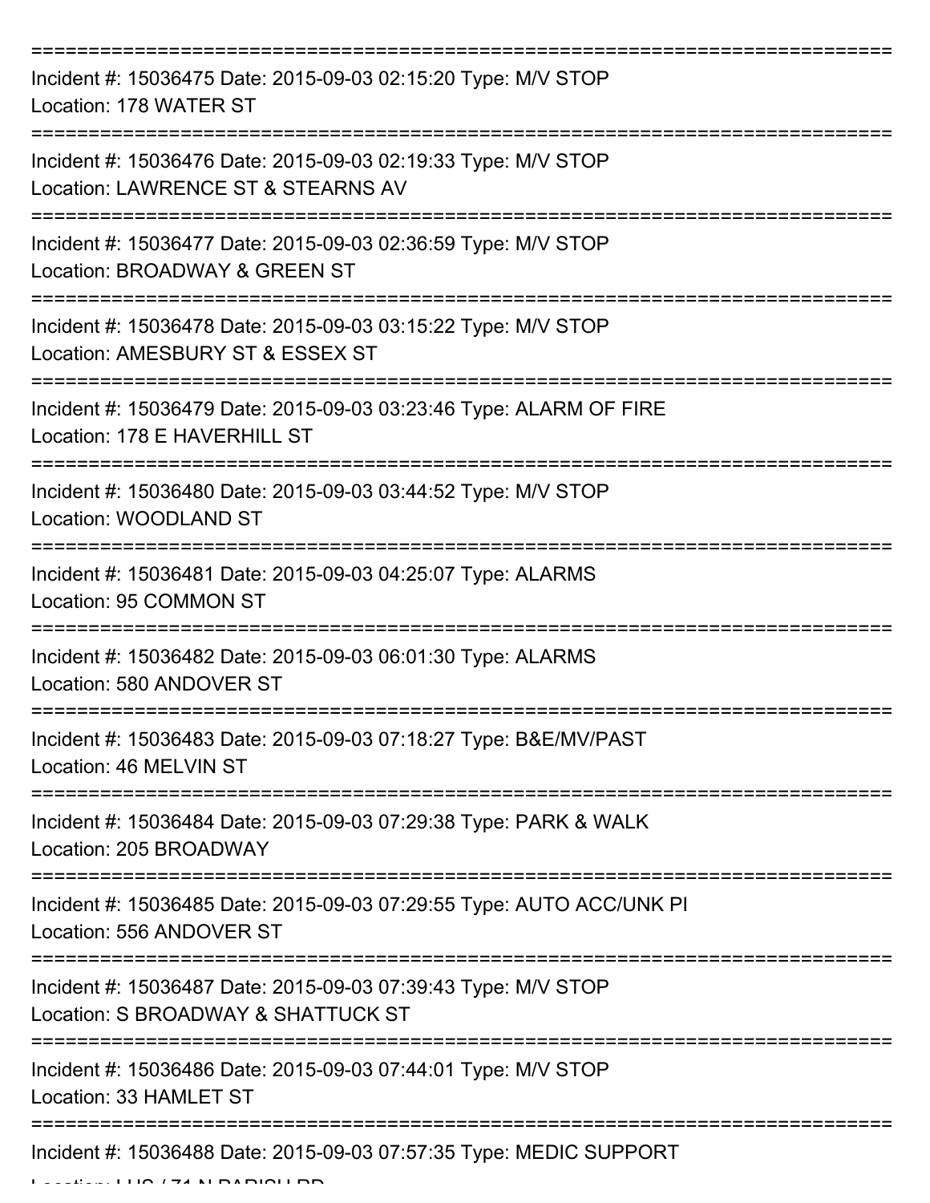===========================================================================

Incident #: 15036475 Date: 2015-09-03 02:15:20 Type: M/V STOP
Location: 178 WATER ST

===========================================================================

Incident #: 15036476 Date: 2015-09-03 02:19:33 Type: M/V STOP
Location: LAWRENCE ST & STEARNS AV

===========================================================================

Incident #: 15036477 Date: 2015-09-03 02:36:59 Type: M/V STOP
Location: BROADWAY & GREEN ST

===========================================================================

Incident #: 15036478 Date: 2015-09-03 03:15:22 Type: M/V STOP
Location: AMESBURY ST & ESSEX ST

===========================================================================

Incident #: 15036479 Date: 2015-09-03 03:23:46 Type: ALARM OF FIRE
Location: 178 E HAVERHILL ST

===========================================================================

Incident #: 15036480 Date: 2015-09-03 03:44:52 Type: M/V STOP
Location: WOODLAND ST

===========================================================================

Incident #: 15036481 Date: 2015-09-03 04:25:07 Type: ALARMS
Location: 95 COMMON ST

===========================================================================

Incident #: 15036482 Date: 2015-09-03 06:01:30 Type: ALARMS
Location: 580 ANDOVER ST

===========================================================================

Incident #: 15036483 Date: 2015-09-03 07:18:27 Type: B&E/MV/PAST
Location: 46 MELVIN ST

===========================================================================

Incident #: 15036484 Date: 2015-09-03 07:29:38 Type: PARK & WALK
Location: 205 BROADWAY

===========================================================================

Incident #: 15036485 Date: 2015-09-03 07:29:55 Type: AUTO ACC/UNK PI
Location: 556 ANDOVER ST

===========================================================================

Incident #: 15036487 Date: 2015-09-03 07:39:43 Type: M/V STOP
Location: S BROADWAY & SHATTUCK ST

===========================================================================

Incident #: 15036486 Date: 2015-09-03 07:44:01 Type: M/V STOP
Location: 33 HAMLET ST

===========================================================================

Incident #: 15036488 Date: 2015-09-03 07:57:35 Type: MEDIC SUPPORT
Location: LHS / 71 N PARISH RD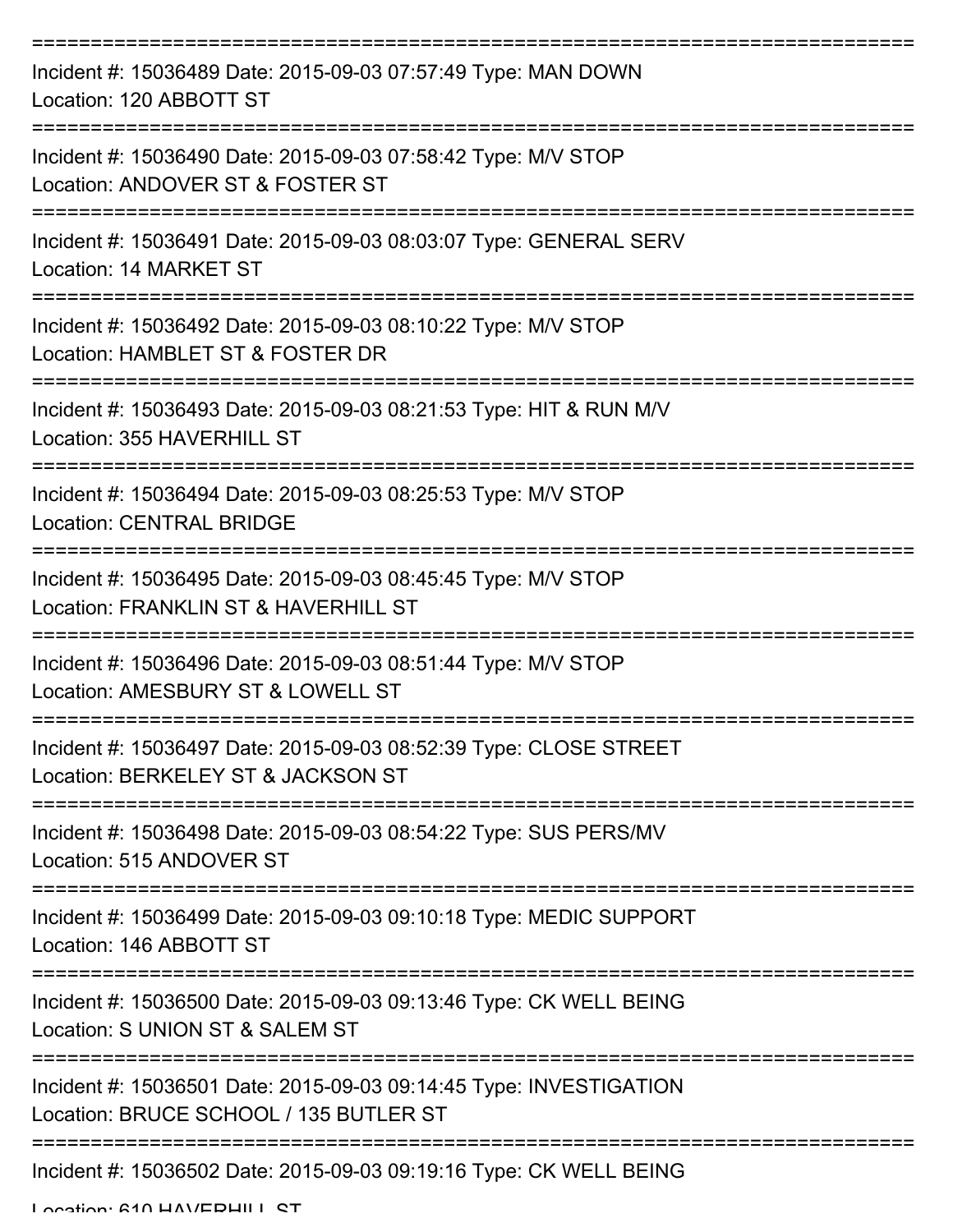===========================================================================

Incident #: 15036489 Date: 2015-09-03 07:57:49 Type: MAN DOWN
Location: 120 ABBOTT ST

===========================================================================

Incident #: 15036490 Date: 2015-09-03 07:58:42 Type: M/V STOP
Location: ANDOVER ST & FOSTER ST

===========================================================================

Incident #: 15036491 Date: 2015-09-03 08:03:07 Type: GENERAL SERV
Location: 14 MARKET ST

===========================================================================

Incident #: 15036492 Date: 2015-09-03 08:10:22 Type: M/V STOP
Location: HAMBLET ST & FOSTER DR

===========================================================================

Incident #: 15036493 Date: 2015-09-03 08:21:53 Type: HIT & RUN M/V
Location: 355 HAVERHILL ST

===========================================================================

Incident #: 15036494 Date: 2015-09-03 08:25:53 Type: M/V STOP
Location: CENTRAL BRIDGE

===========================================================================

Incident #: 15036495 Date: 2015-09-03 08:45:45 Type: M/V STOP
Location: FRANKLIN ST & HAVERHILL ST

===========================================================================

Incident #: 15036496 Date: 2015-09-03 08:51:44 Type: M/V STOP
Location: AMESBURY ST & LOWELL ST

===========================================================================

Incident #: 15036497 Date: 2015-09-03 08:52:39 Type: CLOSE STREET
Location: BERKELEY ST & JACKSON ST

===========================================================================

Incident #: 15036498 Date: 2015-09-03 08:54:22 Type: SUS PERS/MV
Location: 515 ANDOVER ST

===========================================================================

Incident #: 15036499 Date: 2015-09-03 09:10:18 Type: MEDIC SUPPORT
Location: 146 ABBOTT ST

===========================================================================

Incident #: 15036500 Date: 2015-09-03 09:13:46 Type: CK WELL BEING
Location: S UNION ST & SALEM ST

===========================================================================

Incident #: 15036501 Date: 2015-09-03 09:14:45 Type: INVESTIGATION
Location: BRUCE SCHOOL / 135 BUTLER ST

===========================================================================

Incident #: 15036502 Date: 2015-09-03 09:19:16 Type: CK WELL BEING
Location: 610 HAVERHILL ST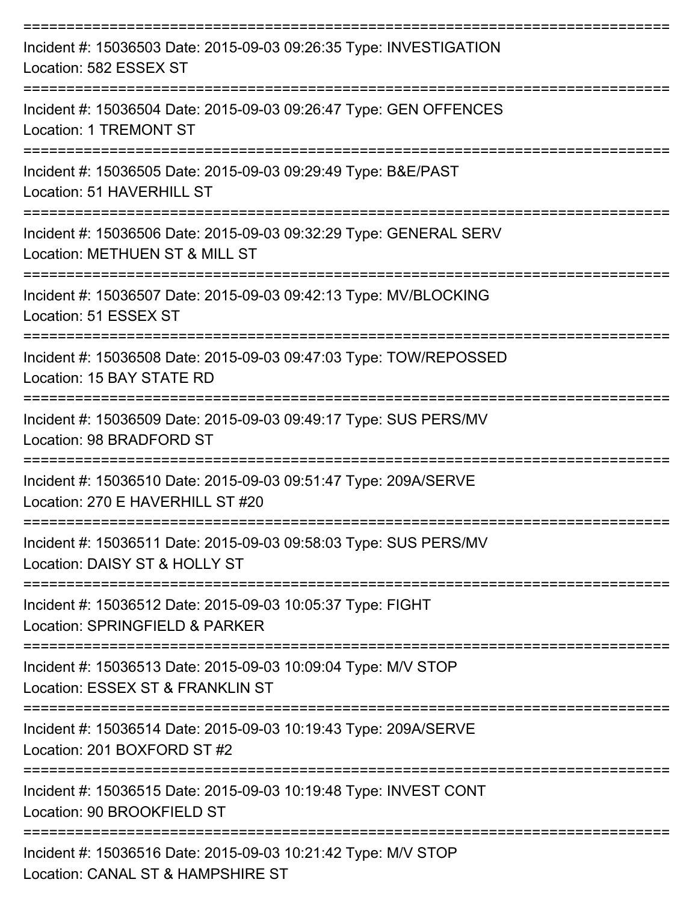===========================================================================
Incident #: 15036503 Date: 2015-09-03 09:26:35 Type: INVESTIGATION
Location: 582 ESSEX ST
===========================================================================
Incident #: 15036504 Date: 2015-09-03 09:26:47 Type: GEN OFFENCES
Location: 1 TREMONT ST
===========================================================================
Incident #: 15036505 Date: 2015-09-03 09:29:49 Type: B&E/PAST
Location: 51 HAVERHILL ST
===========================================================================
Incident #: 15036506 Date: 2015-09-03 09:32:29 Type: GENERAL SERV
Location: METHUEN ST & MILL ST
===========================================================================
Incident #: 15036507 Date: 2015-09-03 09:42:13 Type: MV/BLOCKING
Location: 51 ESSEX ST
===========================================================================
Incident #: 15036508 Date: 2015-09-03 09:47:03 Type: TOW/REPOSSED
Location: 15 BAY STATE RD
===========================================================================
Incident #: 15036509 Date: 2015-09-03 09:49:17 Type: SUS PERS/MV
Location: 98 BRADFORD ST
===========================================================================
Incident #: 15036510 Date: 2015-09-03 09:51:47 Type: 209A/SERVE
Location: 270 E HAVERHILL ST #20
===========================================================================
Incident #: 15036511 Date: 2015-09-03 09:58:03 Type: SUS PERS/MV
Location: DAISY ST & HOLLY ST
===========================================================================
Incident #: 15036512 Date: 2015-09-03 10:05:37 Type: FIGHT
Location: SPRINGFIELD & PARKER
===========================================================================
Incident #: 15036513 Date: 2015-09-03 10:09:04 Type: M/V STOP
Location: ESSEX ST & FRANKLIN ST
===========================================================================
Incident #: 15036514 Date: 2015-09-03 10:19:43 Type: 209A/SERVE
Location: 201 BOXFORD ST #2
===========================================================================
Incident #: 15036515 Date: 2015-09-03 10:19:48 Type: INVEST CONT
Location: 90 BROOKFIELD ST
===========================================================================
Incident #: 15036516 Date: 2015-09-03 10:21:42 Type: M/V STOP
Location: CANAL ST & HAMPSHIRE ST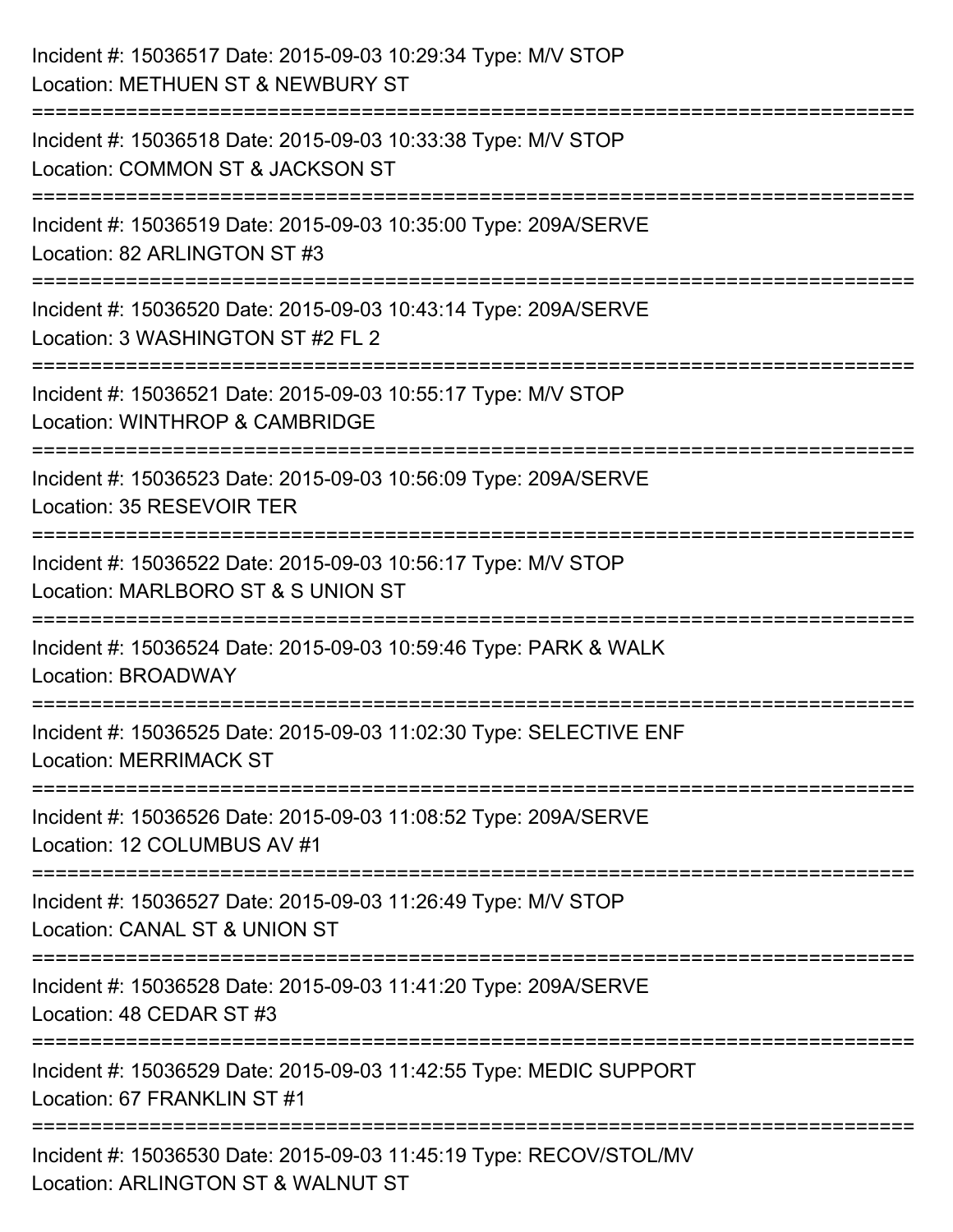Incident #: 15036517 Date: 2015-09-03 10:29:34 Type: M/V STOP
Location: METHUEN ST & NEWBURY ST

===========================================================================

Incident #: 15036518 Date: 2015-09-03 10:33:38 Type: M/V STOP
Location: COMMON ST & JACKSON ST

===========================================================================

Incident #: 15036519 Date: 2015-09-03 10:35:00 Type: 209A/SERVE
Location: 82 ARLINGTON ST #3

===========================================================================

Incident #: 15036520 Date: 2015-09-03 10:43:14 Type: 209A/SERVE
Location: 3 WASHINGTON ST #2 FL 2

===========================================================================

Incident #: 15036521 Date: 2015-09-03 10:55:17 Type: M/V STOP
Location: WINTHROP & CAMBRIDGE

===========================================================================

Incident #: 15036523 Date: 2015-09-03 10:56:09 Type: 209A/SERVE
Location: 35 RESEVOIR TER

===========================================================================

Incident #: 15036522 Date: 2015-09-03 10:56:17 Type: M/V STOP
Location: MARLBORO ST & S UNION ST

===========================================================================

Incident #: 15036524 Date: 2015-09-03 10:59:46 Type: PARK & WALK
Location: BROADWAY

===========================================================================

Incident #: 15036525 Date: 2015-09-03 11:02:30 Type: SELECTIVE ENF
Location: MERRIMACK ST

===========================================================================

Incident #: 15036526 Date: 2015-09-03 11:08:52 Type: 209A/SERVE
Location: 12 COLUMBUS AV #1

===========================================================================

Incident #: 15036527 Date: 2015-09-03 11:26:49 Type: M/V STOP
Location: CANAL ST & UNION ST

===========================================================================

Incident #: 15036528 Date: 2015-09-03 11:41:20 Type: 209A/SERVE
Location: 48 CEDAR ST #3

===========================================================================

Incident #: 15036529 Date: 2015-09-03 11:42:55 Type: MEDIC SUPPORT
Location: 67 FRANKLIN ST #1

===========================================================================

Incident #: 15036530 Date: 2015-09-03 11:45:19 Type: RECOV/STOL/MV
Location: ARLINGTON ST & WALNUT ST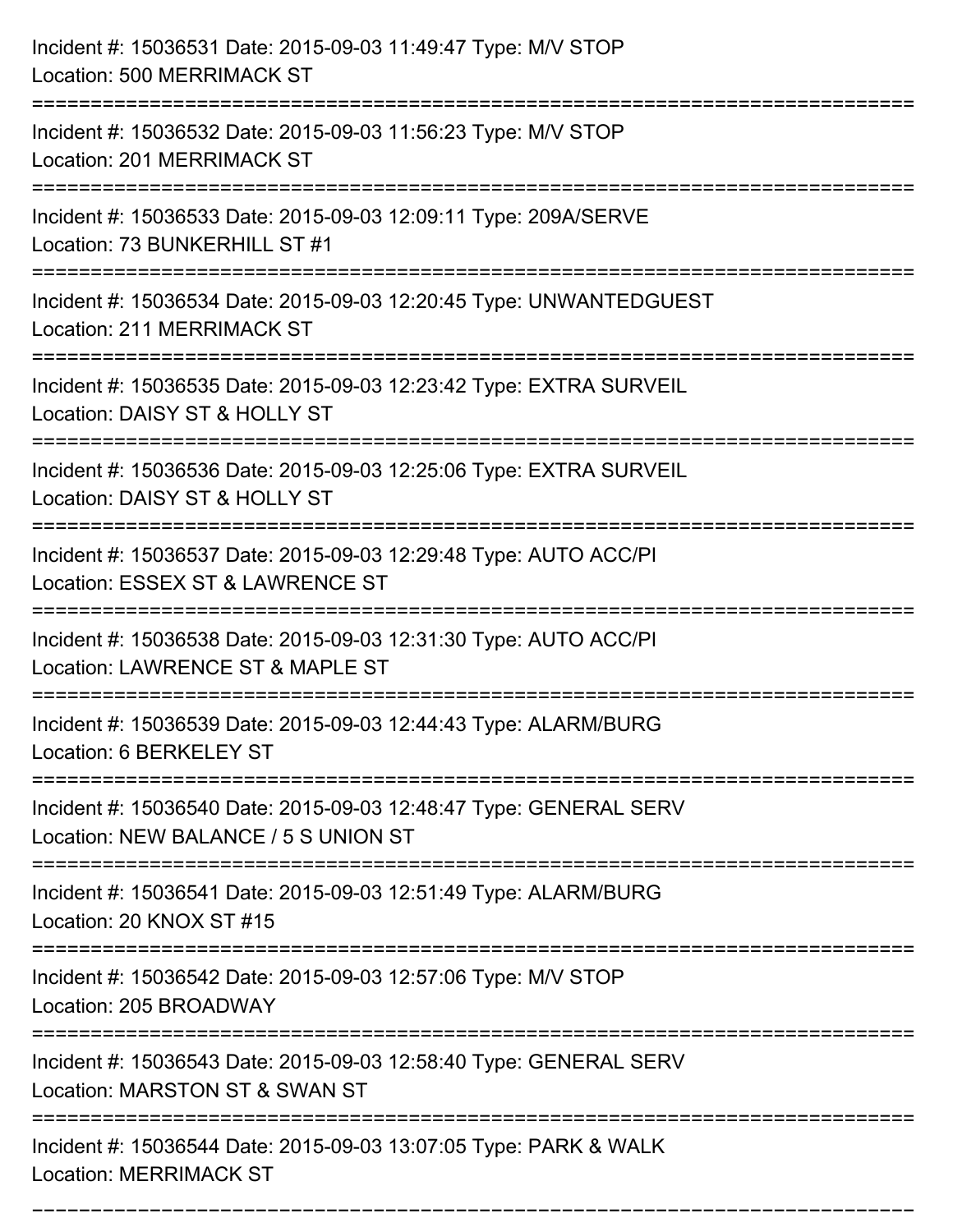Incident #: 15036531 Date: 2015-09-03 11:49:47 Type: M/V STOP
Location: 500 MERRIMACK ST

===========================================================================

Incident #: 15036532 Date: 2015-09-03 11:56:23 Type: M/V STOP
Location: 201 MERRIMACK ST

===========================================================================

Incident #: 15036533 Date: 2015-09-03 12:09:11 Type: 209A/SERVE
Location: 73 BUNKERHILL ST #1

===========================================================================

Incident #: 15036534 Date: 2015-09-03 12:20:45 Type: UNWANTEDGUEST
Location: 211 MERRIMACK ST

===========================================================================

Incident #: 15036535 Date: 2015-09-03 12:23:42 Type: EXTRA SURVEIL
Location: DAISY ST & HOLLY ST

===========================================================================

Incident #: 15036536 Date: 2015-09-03 12:25:06 Type: EXTRA SURVEIL
Location: DAISY ST & HOLLY ST

===========================================================================

Incident #: 15036537 Date: 2015-09-03 12:29:48 Type: AUTO ACC/PI
Location: ESSEX ST & LAWRENCE ST

===========================================================================

Incident #: 15036538 Date: 2015-09-03 12:31:30 Type: AUTO ACC/PI
Location: LAWRENCE ST & MAPLE ST

===========================================================================

Incident #: 15036539 Date: 2015-09-03 12:44:43 Type: ALARM/BURG
Location: 6 BERKELEY ST

===========================================================================

Incident #: 15036540 Date: 2015-09-03 12:48:47 Type: GENERAL SERV
Location: NEW BALANCE / 5 S UNION ST

===========================================================================

Incident #: 15036541 Date: 2015-09-03 12:51:49 Type: ALARM/BURG
Location: 20 KNOX ST #15

===========================================================================

Incident #: 15036542 Date: 2015-09-03 12:57:06 Type: M/V STOP
Location: 205 BROADWAY

===========================================================================

Incident #: 15036543 Date: 2015-09-03 12:58:40 Type: GENERAL SERV
Location: MARSTON ST & SWAN ST

===========================================================================

Incident #: 15036544 Date: 2015-09-03 13:07:05 Type: PARK & WALK
Location: MERRIMACK ST

===========================================================================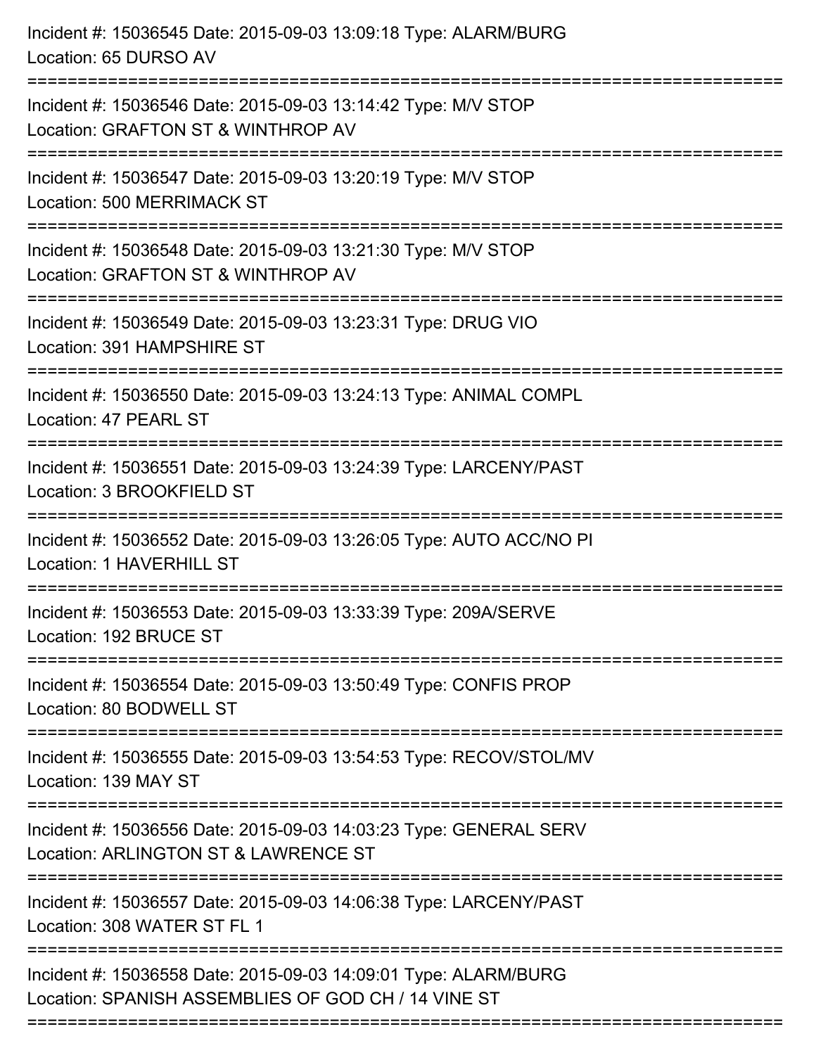Incident #: 15036545 Date: 2015-09-03 13:09:18 Type: ALARM/BURG
Location: 65 DURSO AV

===========================================================================

Incident #: 15036546 Date: 2015-09-03 13:14:42 Type: M/V STOP
Location: GRAFTON ST & WINTHROP AV

===========================================================================

Incident #: 15036547 Date: 2015-09-03 13:20:19 Type: M/V STOP
Location: 500 MERRIMACK ST

===========================================================================

Incident #: 15036548 Date: 2015-09-03 13:21:30 Type: M/V STOP
Location: GRAFTON ST & WINTHROP AV

===========================================================================

Incident #: 15036549 Date: 2015-09-03 13:23:31 Type: DRUG VIO
Location: 391 HAMPSHIRE ST

===========================================================================

Incident #: 15036550 Date: 2015-09-03 13:24:13 Type: ANIMAL COMPL
Location: 47 PEARL ST

===========================================================================

Incident #: 15036551 Date: 2015-09-03 13:24:39 Type: LARCENY/PAST
Location: 3 BROOKFIELD ST

===========================================================================

Incident #: 15036552 Date: 2015-09-03 13:26:05 Type: AUTO ACC/NO PI
Location: 1 HAVERHILL ST

===========================================================================

Incident #: 15036553 Date: 2015-09-03 13:33:39 Type: 209A/SERVE
Location: 192 BRUCE ST

===========================================================================

Incident #: 15036554 Date: 2015-09-03 13:50:49 Type: CONFIS PROP
Location: 80 BODWELL ST

===========================================================================

Incident #: 15036555 Date: 2015-09-03 13:54:53 Type: RECOV/STOL/MV
Location: 139 MAY ST

===========================================================================

Incident #: 15036556 Date: 2015-09-03 14:03:23 Type: GENERAL SERV
Location: ARLINGTON ST & LAWRENCE ST

===========================================================================

Incident #: 15036557 Date: 2015-09-03 14:06:38 Type: LARCENY/PAST
Location: 308 WATER ST FL 1

===========================================================================

Incident #: 15036558 Date: 2015-09-03 14:09:01 Type: ALARM/BURG
Location: SPANISH ASSEMBLIES OF GOD CH / 14 VINE ST

===========================================================================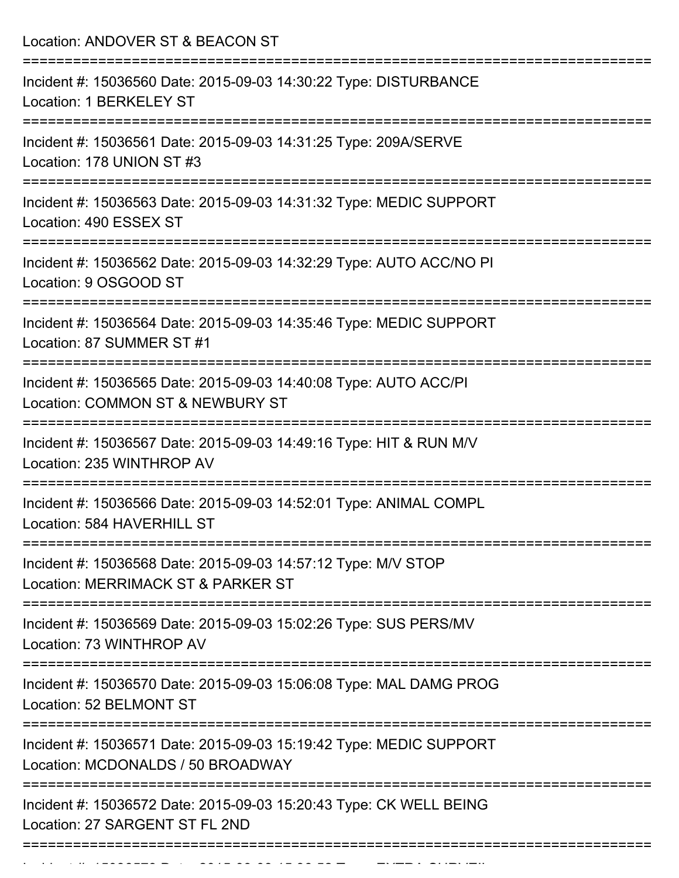Location: ANDOVER ST & BEACON ST

===========================================================================

Incident #: 15036560 Date: 2015-09-03 14:30:22 Type: DISTURBANCE
Location: 1 BERKELEY ST

===========================================================================

Incident #: 15036561 Date: 2015-09-03 14:31:25 Type: 209A/SERVE
Location: 178 UNION ST #3

===========================================================================

Incident #: 15036563 Date: 2015-09-03 14:31:32 Type: MEDIC SUPPORT
Location: 490 ESSEX ST

===========================================================================

Incident #: 15036562 Date: 2015-09-03 14:32:29 Type: AUTO ACC/NO PI
Location: 9 OSGOOD ST

===========================================================================

Incident #: 15036564 Date: 2015-09-03 14:35:46 Type: MEDIC SUPPORT
Location: 87 SUMMER ST #1

===========================================================================

Incident #: 15036565 Date: 2015-09-03 14:40:08 Type: AUTO ACC/PI
Location: COMMON ST & NEWBURY ST

===========================================================================

Incident #: 15036567 Date: 2015-09-03 14:49:16 Type: HIT & RUN M/V
Location: 235 WINTHROP AV

===========================================================================

Incident #: 15036566 Date: 2015-09-03 14:52:01 Type: ANIMAL COMPL
Location: 584 HAVERHILL ST

===========================================================================

Incident #: 15036568 Date: 2015-09-03 14:57:12 Type: M/V STOP
Location: MERRIMACK ST & PARKER ST

===========================================================================

Incident #: 15036569 Date: 2015-09-03 15:02:26 Type: SUS PERS/MV
Location: 73 WINTHROP AV

===========================================================================

Incident #: 15036570 Date: 2015-09-03 15:06:08 Type: MAL DAMG PROG
Location: 52 BELMONT ST

===========================================================================

Incident #: 15036571 Date: 2015-09-03 15:19:42 Type: MEDIC SUPPORT
Location: MCDONALDS / 50 BROADWAY

===========================================================================

Incident #: 15036572 Date: 2015-09-03 15:20:43 Type: CK WELL BEING
Location: 27 SARGENT ST FL 2ND

===========================================================================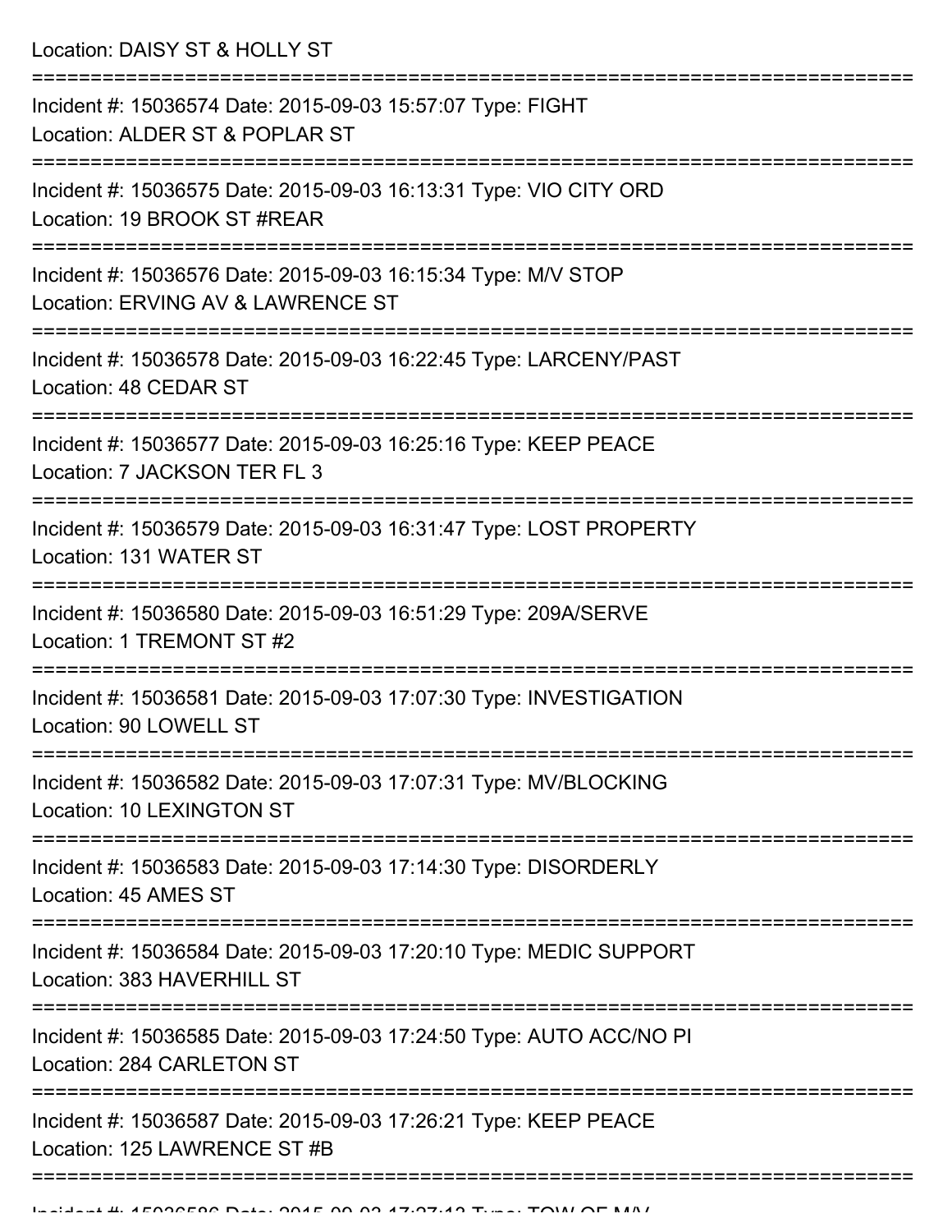Location: DAISY ST & HOLLY ST

===========================================================================

Incident #: 15036574 Date: 2015-09-03 15:57:07 Type: FIGHT
Location: ALDER ST & POPLAR ST

===========================================================================

Incident #: 15036575 Date: 2015-09-03 16:13:31 Type: VIO CITY ORD
Location: 19 BROOK ST #REAR

===========================================================================

Incident #: 15036576 Date: 2015-09-03 16:15:34 Type: M/V STOP
Location: ERVING AV & LAWRENCE ST

===========================================================================

Incident #: 15036578 Date: 2015-09-03 16:22:45 Type: LARCENY/PAST
Location: 48 CEDAR ST

===========================================================================

Incident #: 15036577 Date: 2015-09-03 16:25:16 Type: KEEP PEACE
Location: 7 JACKSON TER FL 3

===========================================================================

Incident #: 15036579 Date: 2015-09-03 16:31:47 Type: LOST PROPERTY
Location: 131 WATER ST

===========================================================================

Incident #: 15036580 Date: 2015-09-03 16:51:29 Type: 209A/SERVE
Location: 1 TREMONT ST #2

===========================================================================

Incident #: 15036581 Date: 2015-09-03 17:07:30 Type: INVESTIGATION
Location: 90 LOWELL ST

===========================================================================

Incident #: 15036582 Date: 2015-09-03 17:07:31 Type: MV/BLOCKING
Location: 10 LEXINGTON ST

===========================================================================

Incident #: 15036583 Date: 2015-09-03 17:14:30 Type: DISORDERLY
Location: 45 AMES ST

===========================================================================

Incident #: 15036584 Date: 2015-09-03 17:20:10 Type: MEDIC SUPPORT
Location: 383 HAVERHILL ST

===========================================================================

Incident #: 15036585 Date: 2015-09-03 17:24:50 Type: AUTO ACC/NO PI
Location: 284 CARLETON ST

===========================================================================

Incident #: 15036587 Date: 2015-09-03 17:26:21 Type: KEEP PEACE
Location: 125 LAWRENCE ST #B

===========================================================================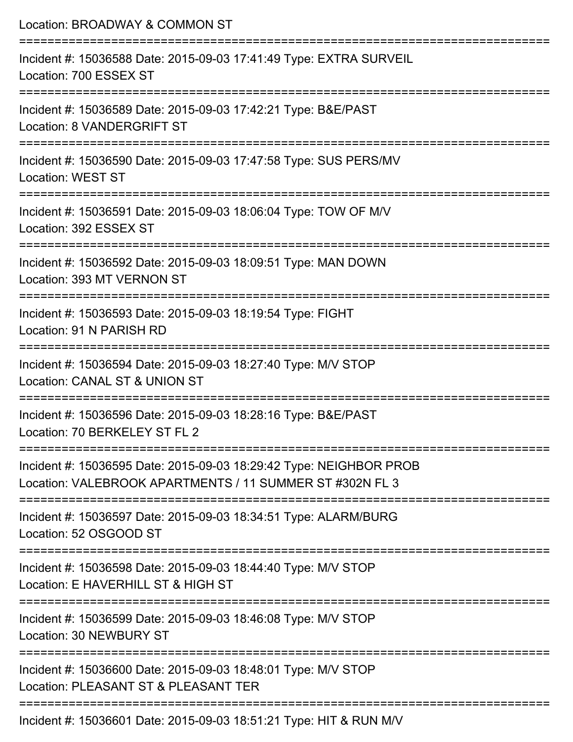Location: BROADWAY & COMMON ST

===========================================================================

Incident #: 15036588 Date: 2015-09-03 17:41:49 Type: EXTRA SURVEIL
Location: 700 ESSEX ST

===========================================================================

Incident #: 15036589 Date: 2015-09-03 17:42:21 Type: B&E/PAST
Location: 8 VANDERGRIFT ST

===========================================================================

Incident #: 15036590 Date: 2015-09-03 17:47:58 Type: SUS PERS/MV
Location: WEST ST

===========================================================================

Incident #: 15036591 Date: 2015-09-03 18:06:04 Type: TOW OF M/V
Location: 392 ESSEX ST

===========================================================================

Incident #: 15036592 Date: 2015-09-03 18:09:51 Type: MAN DOWN
Location: 393 MT VERNON ST

===========================================================================

Incident #: 15036593 Date: 2015-09-03 18:19:54 Type: FIGHT
Location: 91 N PARISH RD

===========================================================================

Incident #: 15036594 Date: 2015-09-03 18:27:40 Type: M/V STOP
Location: CANAL ST & UNION ST

===========================================================================

Incident #: 15036596 Date: 2015-09-03 18:28:16 Type: B&E/PAST
Location: 70 BERKELEY ST FL 2

===========================================================================

Incident #: 15036595 Date: 2015-09-03 18:29:42 Type: NEIGHBOR PROB
Location: VALEBROOK APARTMENTS / 11 SUMMER ST #302N FL 3

===========================================================================

Incident #: 15036597 Date: 2015-09-03 18:34:51 Type: ALARM/BURG
Location: 52 OSGOOD ST

===========================================================================

Incident #: 15036598 Date: 2015-09-03 18:44:40 Type: M/V STOP
Location: E HAVERHILL ST & HIGH ST

===========================================================================

Incident #: 15036599 Date: 2015-09-03 18:46:08 Type: M/V STOP
Location: 30 NEWBURY ST

===========================================================================

Incident #: 15036600 Date: 2015-09-03 18:48:01 Type: M/V STOP
Location: PLEASANT ST & PLEASANT TER

===========================================================================

Incident #: 15036601 Date: 2015-09-03 18:51:21 Type: HIT & RUN M/V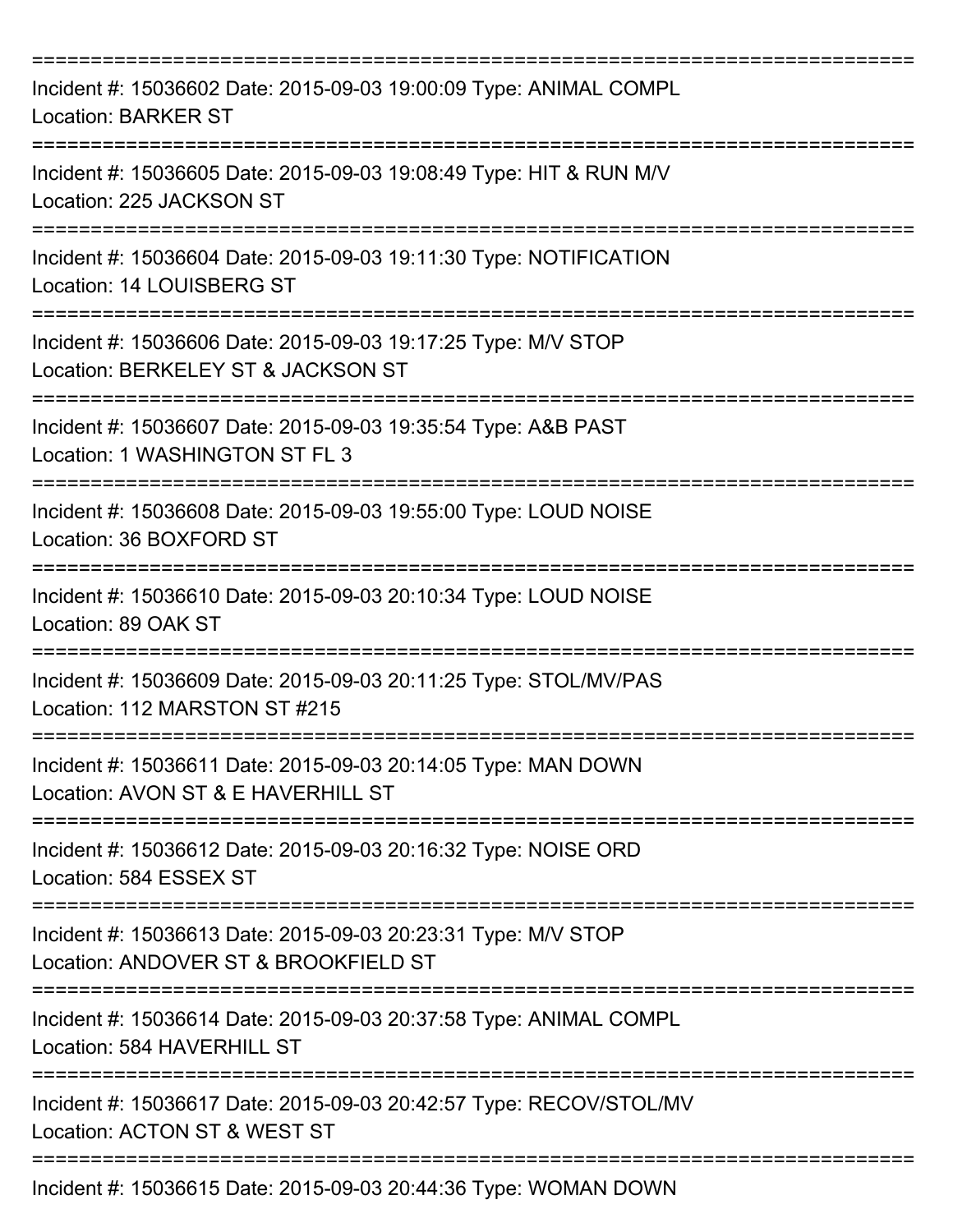===========================================================================

Incident #: 15036602 Date: 2015-09-03 19:00:09 Type: ANIMAL COMPL
Location: BARKER ST

===========================================================================

Incident #: 15036605 Date: 2015-09-03 19:08:49 Type: HIT & RUN M/V
Location: 225 JACKSON ST

===========================================================================

Incident #: 15036604 Date: 2015-09-03 19:11:30 Type: NOTIFICATION
Location: 14 LOUISBERG ST

===========================================================================

Incident #: 15036606 Date: 2015-09-03 19:17:25 Type: M/V STOP
Location: BERKELEY ST & JACKSON ST

===========================================================================

Incident #: 15036607 Date: 2015-09-03 19:35:54 Type: A&B PAST
Location: 1 WASHINGTON ST FL 3

===========================================================================

Incident #: 15036608 Date: 2015-09-03 19:55:00 Type: LOUD NOISE
Location: 36 BOXFORD ST

===========================================================================

Incident #: 15036610 Date: 2015-09-03 20:10:34 Type: LOUD NOISE
Location: 89 OAK ST

===========================================================================

Incident #: 15036609 Date: 2015-09-03 20:11:25 Type: STOL/MV/PAS
Location: 112 MARSTON ST #215

===========================================================================

Incident #: 15036611 Date: 2015-09-03 20:14:05 Type: MAN DOWN
Location: AVON ST & E HAVERHILL ST

===========================================================================

Incident #: 15036612 Date: 2015-09-03 20:16:32 Type: NOISE ORD
Location: 584 ESSEX ST

===========================================================================

Incident #: 15036613 Date: 2015-09-03 20:23:31 Type: M/V STOP
Location: ANDOVER ST & BROOKFIELD ST

===========================================================================

Incident #: 15036614 Date: 2015-09-03 20:37:58 Type: ANIMAL COMPL
Location: 584 HAVERHILL ST

===========================================================================

Incident #: 15036617 Date: 2015-09-03 20:42:57 Type: RECOV/STOL/MV
Location: ACTON ST & WEST ST

===========================================================================

Incident #: 15036615 Date: 2015-09-03 20:44:36 Type: WOMAN DOWN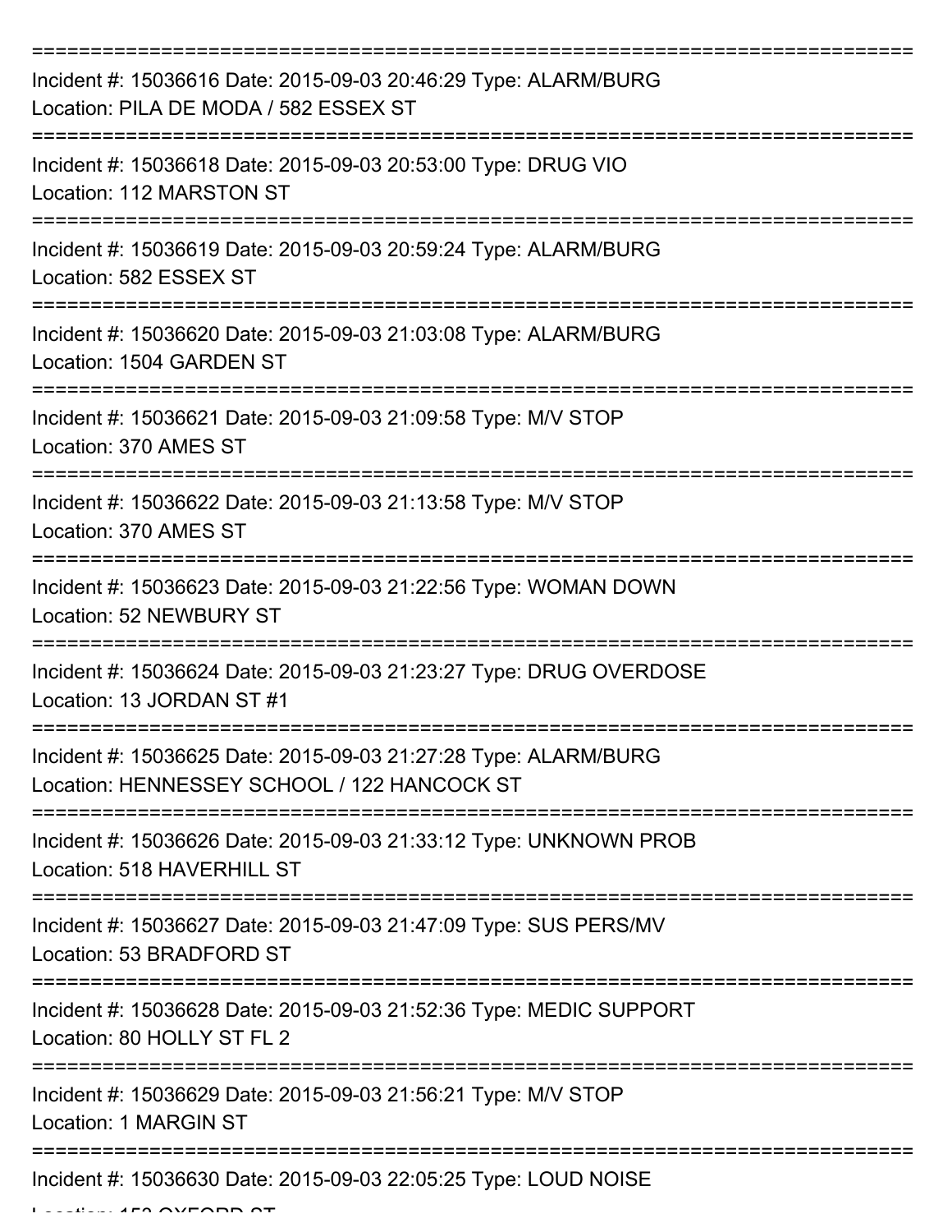===========================================================================

Incident #: 15036616 Date: 2015-09-03 20:46:29 Type: ALARM/BURG
Location: PILA DE MODA / 582 ESSEX ST

===========================================================================

Incident #: 15036618 Date: 2015-09-03 20:53:00 Type: DRUG VIO
Location: 112 MARSTON ST

===========================================================================

Incident #: 15036619 Date: 2015-09-03 20:59:24 Type: ALARM/BURG
Location: 582 ESSEX ST

===========================================================================

Incident #: 15036620 Date: 2015-09-03 21:03:08 Type: ALARM/BURG
Location: 1504 GARDEN ST

===========================================================================

Incident #: 15036621 Date: 2015-09-03 21:09:58 Type: M/V STOP
Location: 370 AMES ST

===========================================================================

Incident #: 15036622 Date: 2015-09-03 21:13:58 Type: M/V STOP
Location: 370 AMES ST

===========================================================================

Incident #: 15036623 Date: 2015-09-03 21:22:56 Type: WOMAN DOWN
Location: 52 NEWBURY ST

===========================================================================

Incident #: 15036624 Date: 2015-09-03 21:23:27 Type: DRUG OVERDOSE
Location: 13 JORDAN ST #1

===========================================================================

Incident #: 15036625 Date: 2015-09-03 21:27:28 Type: ALARM/BURG
Location: HENNESSEY SCHOOL / 122 HANCOCK ST

===========================================================================

Incident #: 15036626 Date: 2015-09-03 21:33:12 Type: UNKNOWN PROB
Location: 518 HAVERHILL ST

===========================================================================

Incident #: 15036627 Date: 2015-09-03 21:47:09 Type: SUS PERS/MV
Location: 53 BRADFORD ST

===========================================================================

Incident #: 15036628 Date: 2015-09-03 21:52:36 Type: MEDIC SUPPORT
Location: 80 HOLLY ST FL 2

===========================================================================

Incident #: 15036629 Date: 2015-09-03 21:56:21 Type: M/V STOP
Location: 1 MARGIN ST

===========================================================================

Incident #: 15036630 Date: 2015-09-03 22:05:25 Type: LOUD NOISE
Location: 153 OXFORD ST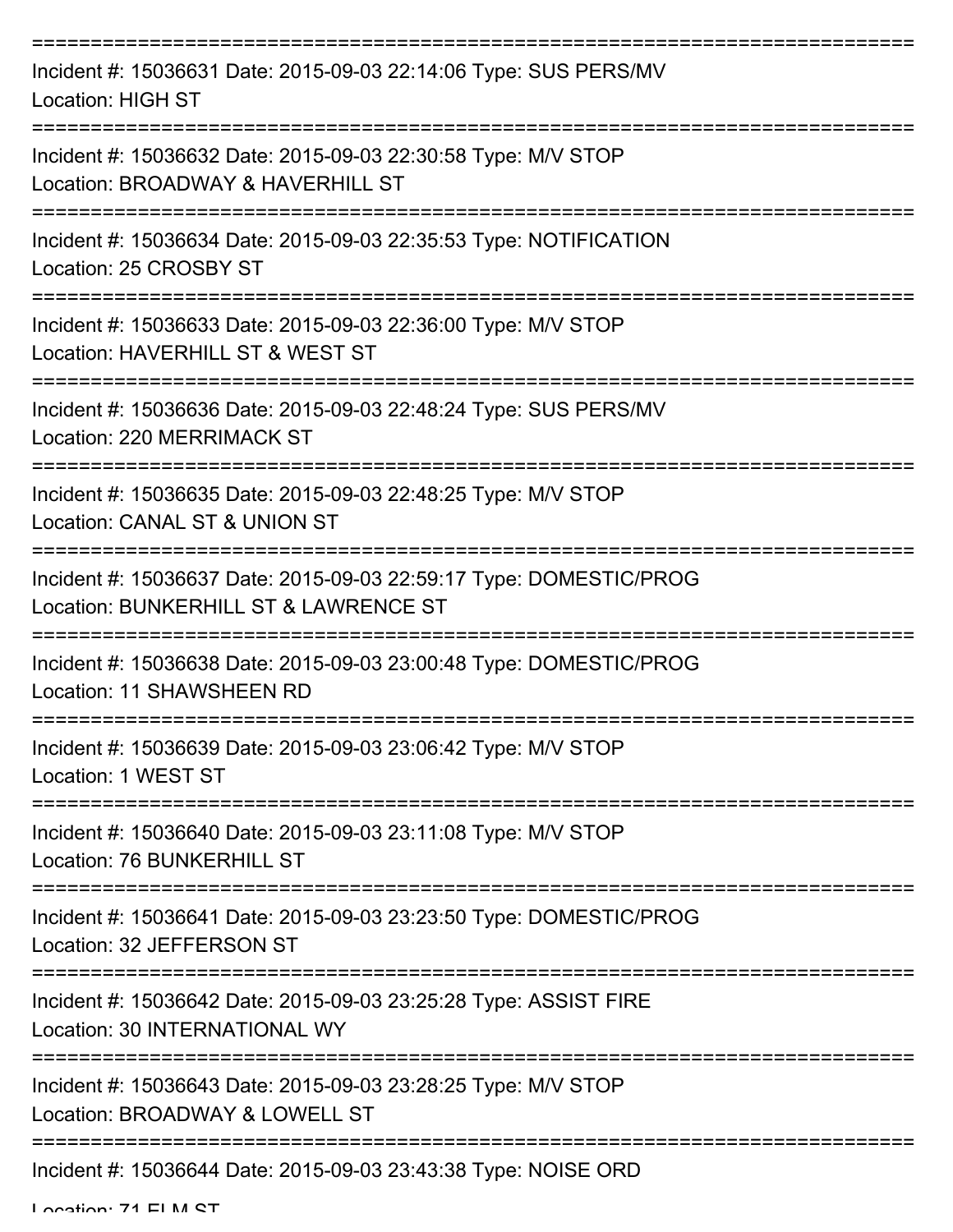===========================================================================
Incident #: 15036631 Date: 2015-09-03 22:14:06 Type: SUS PERS/MV
Location: HIGH ST
===========================================================================
Incident #: 15036632 Date: 2015-09-03 22:30:58 Type: M/V STOP
Location: BROADWAY & HAVERHILL ST
===========================================================================
Incident #: 15036634 Date: 2015-09-03 22:35:53 Type: NOTIFICATION
Location: 25 CROSBY ST
===========================================================================
Incident #: 15036633 Date: 2015-09-03 22:36:00 Type: M/V STOP
Location: HAVERHILL ST & WEST ST
===========================================================================
Incident #: 15036636 Date: 2015-09-03 22:48:24 Type: SUS PERS/MV
Location: 220 MERRIMACK ST
===========================================================================
Incident #: 15036635 Date: 2015-09-03 22:48:25 Type: M/V STOP
Location: CANAL ST & UNION ST
===========================================================================
Incident #: 15036637 Date: 2015-09-03 22:59:17 Type: DOMESTIC/PROG
Location: BUNKERHILL ST & LAWRENCE ST
===========================================================================
Incident #: 15036638 Date: 2015-09-03 23:00:48 Type: DOMESTIC/PROG
Location: 11 SHAWSHEEN RD
===========================================================================
Incident #: 15036639 Date: 2015-09-03 23:06:42 Type: M/V STOP
Location: 1 WEST ST
===========================================================================
Incident #: 15036640 Date: 2015-09-03 23:11:08 Type: M/V STOP
Location: 76 BUNKERHILL ST
===========================================================================
Incident #: 15036641 Date: 2015-09-03 23:23:50 Type: DOMESTIC/PROG
Location: 32 JEFFERSON ST
===========================================================================
Incident #: 15036642 Date: 2015-09-03 23:25:28 Type: ASSIST FIRE
Location: 30 INTERNATIONAL WY
===========================================================================
Incident #: 15036643 Date: 2015-09-03 23:28:25 Type: M/V STOP
Location: BROADWAY & LOWELL ST
===========================================================================
Incident #: 15036644 Date: 2015-09-03 23:43:38 Type: NOISE ORD
Location: 71 ELM ST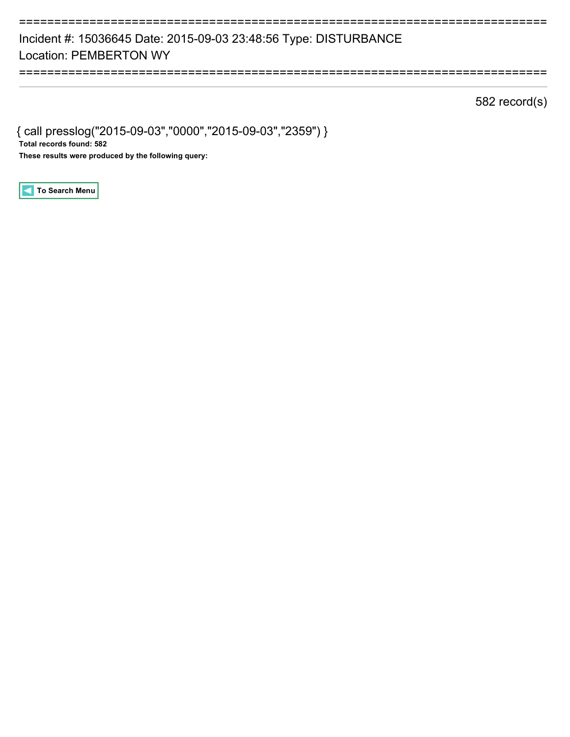===========================================================================
Incident #: 15036645 Date: 2015-09-03 23:48:56 Type: DISTURBANCE
Location: PEMBERTON WY
===========================================================================

---

582 record(s)

{ call presslog("2015-09-03","0000","2015-09-03","2359") }

**Total records found: 582**

**These results were produced by the following query:**

**To Search Menu**